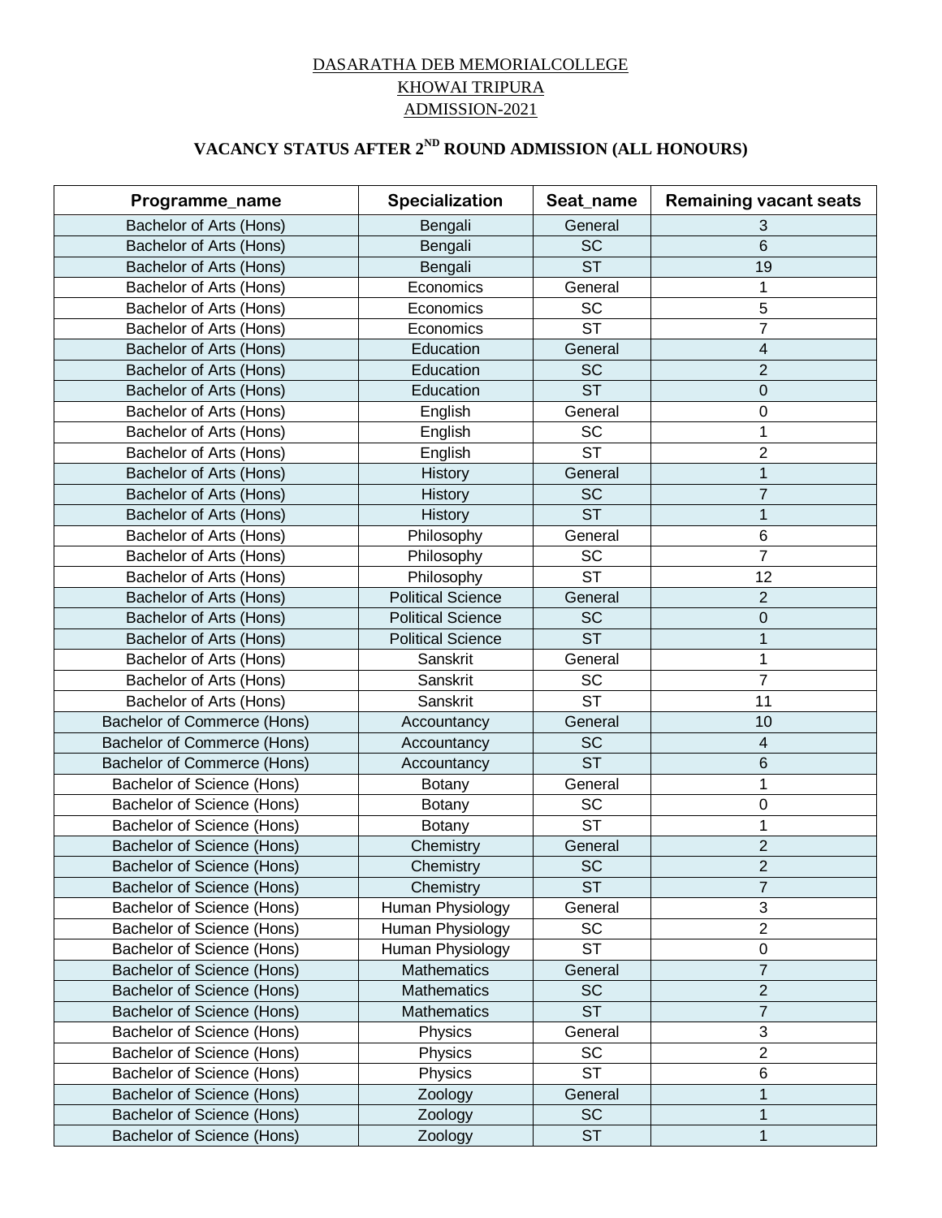DASARATHA DEB MEMORIALCOLLEGE

KHOWAI TRIPURA

ADMISSION-2021

## VACANCY STATUS AFTER 2ND ROUND ADMISSION (ALL HONOURS)

| Programme_name | Specialization | Seat_name | Remaining vacant seats |
|---|---|---|---|
| Bachelor of Arts (Hons) | Bengali | General | 3 |
| Bachelor of Arts (Hons) | Bengali | SC | 6 |
| Bachelor of Arts (Hons) | Bengali | ST | 19 |
| Bachelor of Arts (Hons) | Economics | General | 1 |
| Bachelor of Arts (Hons) | Economics | SC | 5 |
| Bachelor of Arts (Hons) | Economics | ST | 7 |
| Bachelor of Arts (Hons) | Education | General | 4 |
| Bachelor of Arts (Hons) | Education | SC | 2 |
| Bachelor of Arts (Hons) | Education | ST | 0 |
| Bachelor of Arts (Hons) | English | General | 0 |
| Bachelor of Arts (Hons) | English | SC | 1 |
| Bachelor of Arts (Hons) | English | ST | 2 |
| Bachelor of Arts (Hons) | History | General | 1 |
| Bachelor of Arts (Hons) | History | SC | 7 |
| Bachelor of Arts (Hons) | History | ST | 1 |
| Bachelor of Arts (Hons) | Philosophy | General | 6 |
| Bachelor of Arts (Hons) | Philosophy | SC | 7 |
| Bachelor of Arts (Hons) | Philosophy | ST | 12 |
| Bachelor of Arts (Hons) | Political Science | General | 2 |
| Bachelor of Arts (Hons) | Political Science | SC | 0 |
| Bachelor of Arts (Hons) | Political Science | ST | 1 |
| Bachelor of Arts (Hons) | Sanskrit | General | 1 |
| Bachelor of Arts (Hons) | Sanskrit | SC | 7 |
| Bachelor of Arts (Hons) | Sanskrit | ST | 11 |
| Bachelor of Commerce (Hons) | Accountancy | General | 10 |
| Bachelor of Commerce (Hons) | Accountancy | SC | 4 |
| Bachelor of Commerce (Hons) | Accountancy | ST | 6 |
| Bachelor of Science (Hons) | Botany | General | 1 |
| Bachelor of Science (Hons) | Botany | SC | 0 |
| Bachelor of Science (Hons) | Botany | ST | 1 |
| Bachelor of Science (Hons) | Chemistry | General | 2 |
| Bachelor of Science (Hons) | Chemistry | SC | 2 |
| Bachelor of Science (Hons) | Chemistry | ST | 7 |
| Bachelor of Science (Hons) | Human Physiology | General | 3 |
| Bachelor of Science (Hons) | Human Physiology | SC | 2 |
| Bachelor of Science (Hons) | Human Physiology | ST | 0 |
| Bachelor of Science (Hons) | Mathematics | General | 7 |
| Bachelor of Science (Hons) | Mathematics | SC | 2 |
| Bachelor of Science (Hons) | Mathematics | ST | 7 |
| Bachelor of Science (Hons) | Physics | General | 3 |
| Bachelor of Science (Hons) | Physics | SC | 2 |
| Bachelor of Science (Hons) | Physics | ST | 6 |
| Bachelor of Science (Hons) | Zoology | General | 1 |
| Bachelor of Science (Hons) | Zoology | SC | 1 |
| Bachelor of Science (Hons) | Zoology | ST | 1 |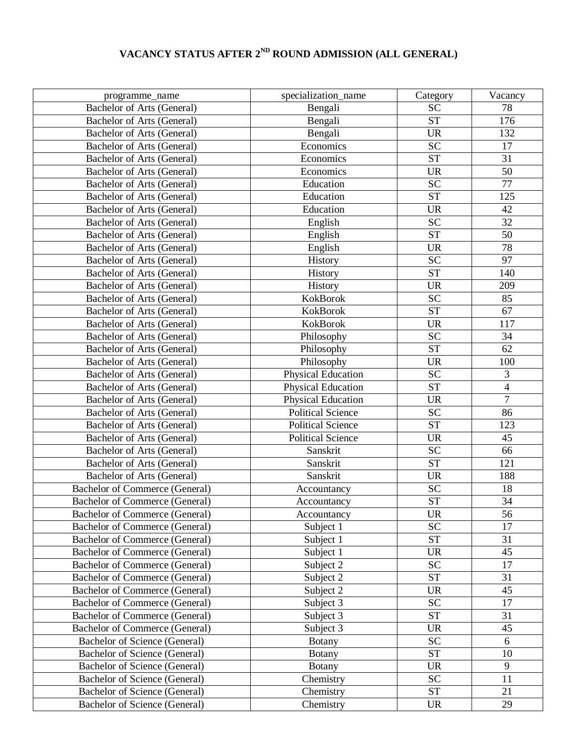# VACANCY STATUS AFTER 2$^{ND}$ ROUND ADMISSION (ALL GENERAL)

| programme_name | specialization_name | Category | Vacancy |
|---|---|---|---|
| Bachelor of Arts (General) | Bengali | SC | 78 |
| Bachelor of Arts (General) | Bengali | ST | 176 |
| Bachelor of Arts (General) | Bengali | UR | 132 |
| Bachelor of Arts (General) | Economics | SC | 17 |
| Bachelor of Arts (General) | Economics | ST | 31 |
| Bachelor of Arts (General) | Economics | UR | 50 |
| Bachelor of Arts (General) | Education | SC | 77 |
| Bachelor of Arts (General) | Education | ST | 125 |
| Bachelor of Arts (General) | Education | UR | 42 |
| Bachelor of Arts (General) | English | SC | 32 |
| Bachelor of Arts (General) | English | ST | 50 |
| Bachelor of Arts (General) | English | UR | 78 |
| Bachelor of Arts (General) | History | SC | 97 |
| Bachelor of Arts (General) | History | ST | 140 |
| Bachelor of Arts (General) | History | UR | 209 |
| Bachelor of Arts (General) | KokBorok | SC | 85 |
| Bachelor of Arts (General) | KokBorok | ST | 67 |
| Bachelor of Arts (General) | KokBorok | UR | 117 |
| Bachelor of Arts (General) | Philosophy | SC | 34 |
| Bachelor of Arts (General) | Philosophy | ST | 62 |
| Bachelor of Arts (General) | Philosophy | UR | 100 |
| Bachelor of Arts (General) | Physical Education | SC | 3 |
| Bachelor of Arts (General) | Physical Education | ST | 4 |
| Bachelor of Arts (General) | Physical Education | UR | 7 |
| Bachelor of Arts (General) | Political Science | SC | 86 |
| Bachelor of Arts (General) | Political Science | ST | 123 |
| Bachelor of Arts (General) | Political Science | UR | 45 |
| Bachelor of Arts (General) | Sanskrit | SC | 66 |
| Bachelor of Arts (General) | Sanskrit | ST | 121 |
| Bachelor of Arts (General) | Sanskrit | UR | 188 |
| Bachelor of Commerce (General) | Accountancy | SC | 18 |
| Bachelor of Commerce (General) | Accountancy | ST | 34 |
| Bachelor of Commerce (General) | Accountancy | UR | 56 |
| Bachelor of Commerce (General) | Subject 1 | SC | 17 |
| Bachelor of Commerce (General) | Subject 1 | ST | 31 |
| Bachelor of Commerce (General) | Subject 1 | UR | 45 |
| Bachelor of Commerce (General) | Subject 2 | SC | 17 |
| Bachelor of Commerce (General) | Subject 2 | ST | 31 |
| Bachelor of Commerce (General) | Subject 2 | UR | 45 |
| Bachelor of Commerce (General) | Subject 3 | SC | 17 |
| Bachelor of Commerce (General) | Subject 3 | ST | 31 |
| Bachelor of Commerce (General) | Subject 3 | UR | 45 |
| Bachelor of Science (General) | Botany | SC | 6 |
| Bachelor of Science (General) | Botany | ST | 10 |
| Bachelor of Science (General) | Botany | UR | 9 |
| Bachelor of Science (General) | Chemistry | SC | 11 |
| Bachelor of Science (General) | Chemistry | ST | 21 |
| Bachelor of Science (General) | Chemistry | UR | 29 |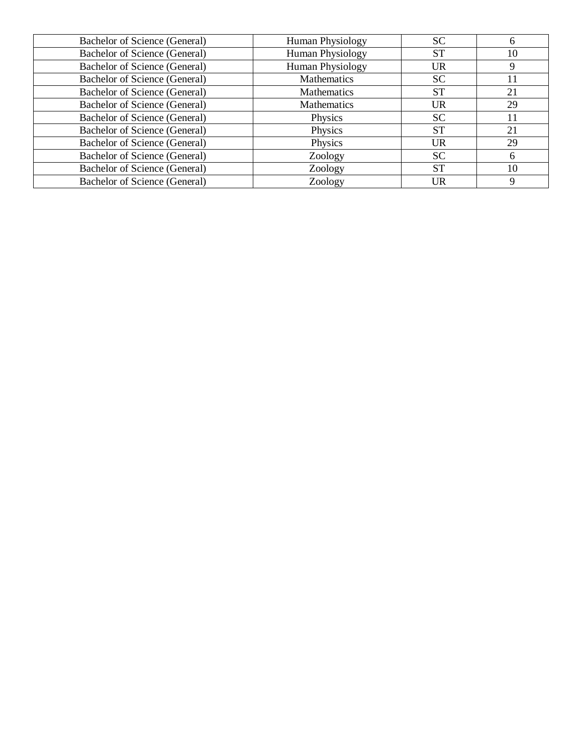| | | | |
|---|---|---|---|
| Bachelor of Science (General) | Human Physiology | SC | 6 |
| Bachelor of Science (General) | Human Physiology | ST | 10 |
| Bachelor of Science (General) | Human Physiology | UR | 9 |
| Bachelor of Science (General) | Mathematics | SC | 11 |
| Bachelor of Science (General) | Mathematics | ST | 21 |
| Bachelor of Science (General) | Mathematics | UR | 29 |
| Bachelor of Science (General) | Physics | SC | 11 |
| Bachelor of Science (General) | Physics | ST | 21 |
| Bachelor of Science (General) | Physics | UR | 29 |
| Bachelor of Science (General) | Zoology | SC | 6 |
| Bachelor of Science (General) | Zoology | ST | 10 |
| Bachelor of Science (General) | Zoology | UR | 9 |